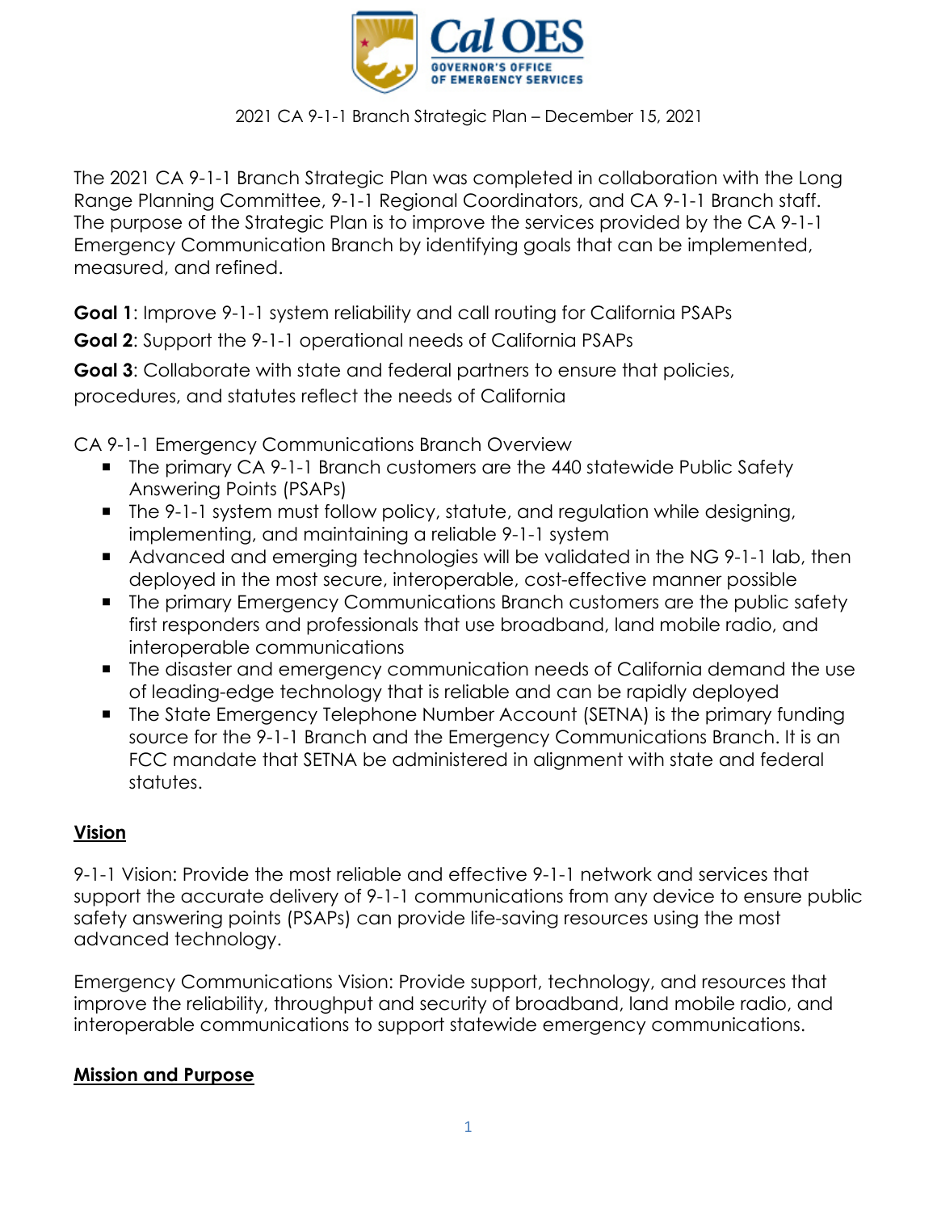2021 CA 9-1-1 Branch Strategic Plan – December 15, 2021

The 2021 CA 9-1-1 Branch Strategic Plan was completed in collaboration with the Long Range Planning Committee, 9-1-1 Regional Coordinators, and CA 9-1-1 Branch staff. The purpose of the Strategic Plan is to improve the services provided by the CA 9-1-1 Emergency Communication Branch by identifying goals that can be implemented, measured, and refined.

**Goal 1**: Improve 9-1-1 system reliability and call routing for California PSAPs

**Goal 2**: Support the 9-1-1 operational needs of California PSAPs

**Goal 3**: Collaborate with state and federal partners to ensure that policies, procedures, and statutes reflect the needs of California

CA 9-1-1 Emergency Communications Branch Overview

- The primary CA 9-1-1 Branch customers are the 440 statewide Public Safety Answering Points (PSAPs)
- The 9-1-1 system must follow policy, statute, and regulation while designing, implementing, and maintaining a reliable 9-1-1 system
- Advanced and emerging technologies will be validated in the NG 9-1-1 lab, then deployed in the most secure, interoperable, cost-effective manner possible
- The primary Emergency Communications Branch customers are the public safety first responders and professionals that use broadband, land mobile radio, and interoperable communications
- The disaster and emergency communication needs of California demand the use of leading-edge technology that is reliable and can be rapidly deployed
- The State Emergency Telephone Number Account (SETNA) is the primary funding source for the 9-1-1 Branch and the Emergency Communications Branch. It is an FCC mandate that SETNA be administered in alignment with state and federal statutes.

## Vision

9-1-1 Vision: Provide the most reliable and effective 9-1-1 network and services that support the accurate delivery of 9-1-1 communications from any device to ensure public safety answering points (PSAPs) can provide life-saving resources using the most advanced technology.

Emergency Communications Vision: Provide support, technology, and resources that improve the reliability, throughput and security of broadband, land mobile radio, and interoperable communications to support statewide emergency communications.

## Mission and Purpose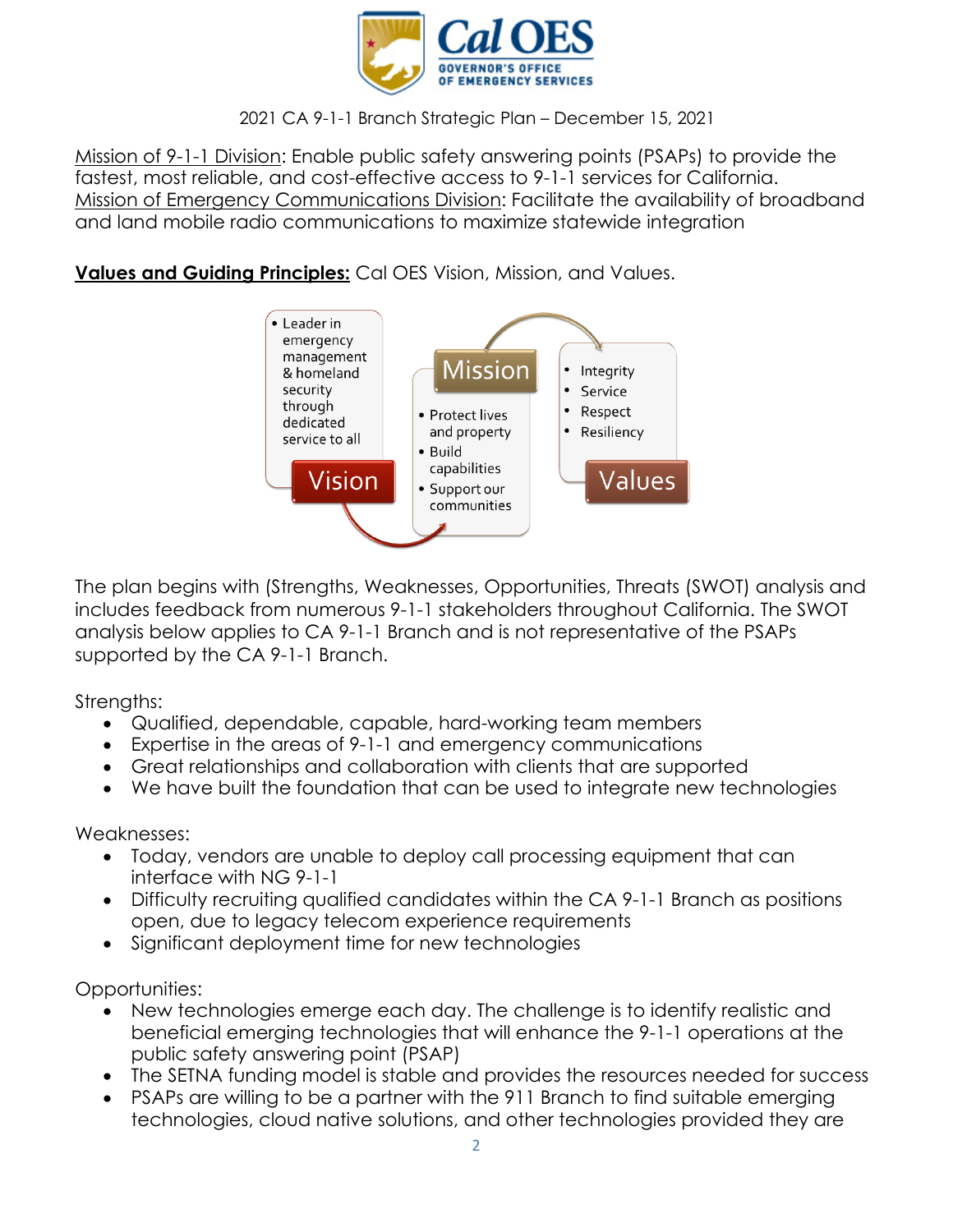2021 CA 9-1-1 Branch Strategic Plan – December 15, 2021

Mission of 9-1-1 Division: Enable public safety answering points (PSAPs) to provide the fastest, most reliable, and cost-effective access to 9-1-1 services for California.
Mission of Emergency Communications Division: Facilitate the availability of broadband and land mobile radio communications to maximize statewide integration

**Values and Guiding Principles:** Cal OES Vision, Mission, and Values.

**Vision**
- Leader in emergency management & homeland security through dedicated service to all

**Mission**
- Protect lives and property
- Build capabilities
- Support our communities

**Values**
- Integrity
- Service
- Respect
- Resiliency

The plan begins with (Strengths, Weaknesses, Opportunities, Threats (SWOT) analysis and includes feedback from numerous 9-1-1 stakeholders throughout California. The SWOT analysis below applies to CA 9-1-1 Branch and is not representative of the PSAPs supported by the CA 9-1-1 Branch.

Strengths:
- Qualified, dependable, capable, hard-working team members
- Expertise in the areas of 9-1-1 and emergency communications
- Great relationships and collaboration with clients that are supported
- We have built the foundation that can be used to integrate new technologies

Weaknesses:
- Today, vendors are unable to deploy call processing equipment that can interface with NG 9-1-1
- Difficulty recruiting qualified candidates within the CA 9-1-1 Branch as positions open, due to legacy telecom experience requirements
- Significant deployment time for new technologies

Opportunities:
- New technologies emerge each day. The challenge is to identify realistic and beneficial emerging technologies that will enhance the 9-1-1 operations at the public safety answering point (PSAP)
- The SETNA funding model is stable and provides the resources needed for success
- PSAPs are willing to be a partner with the 911 Branch to find suitable emerging technologies, cloud native solutions, and other technologies provided they are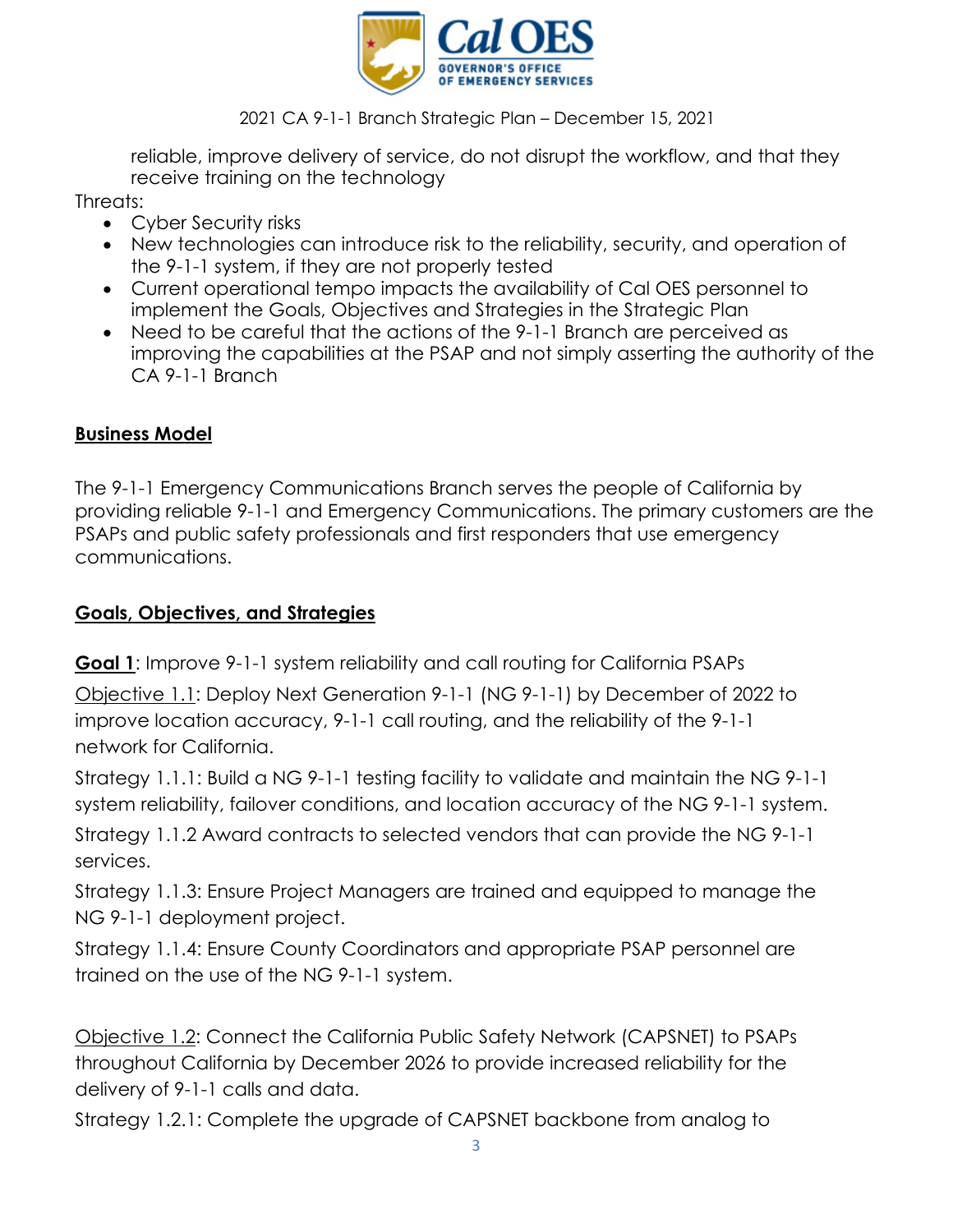reliable, improve delivery of service, do not disrupt the workflow, and that they receive training on the technology

Threats:

- Cyber Security risks
- New technologies can introduce risk to the reliability, security, and operation of the 9-1-1 system, if they are not properly tested
- Current operational tempo impacts the availability of Cal OES personnel to implement the Goals, Objectives and Strategies in the Strategic Plan
- Need to be careful that the actions of the 9-1-1 Branch are perceived as improving the capabilities at the PSAP and not simply asserting the authority of the CA 9-1-1 Branch

## Business Model

The 9-1-1 Emergency Communications Branch serves the people of California by providing reliable 9-1-1 and Emergency Communications. The primary customers are the PSAPs and public safety professionals and first responders that use emergency communications.

## Goals, Objectives, and Strategies

**Goal 1**: Improve 9-1-1 system reliability and call routing for California PSAPs

Objective 1.1: Deploy Next Generation 9-1-1 (NG 9-1-1) by December of 2022 to improve location accuracy, 9-1-1 call routing, and the reliability of the 9-1-1 network for California.

Strategy 1.1.1: Build a NG 9-1-1 testing facility to validate and maintain the NG 9-1-1 system reliability, failover conditions, and location accuracy of the NG 9-1-1 system.

Strategy 1.1.2 Award contracts to selected vendors that can provide the NG 9-1-1 services.

Strategy 1.1.3: Ensure Project Managers are trained and equipped to manage the NG 9-1-1 deployment project.

Strategy 1.1.4: Ensure County Coordinators and appropriate PSAP personnel are trained on the use of the NG 9-1-1 system.

Objective 1.2: Connect the California Public Safety Network (CAPSNET) to PSAPs throughout California by December 2026 to provide increased reliability for the delivery of 9-1-1 calls and data.

Strategy 1.2.1: Complete the upgrade of CAPSNET backbone from analog to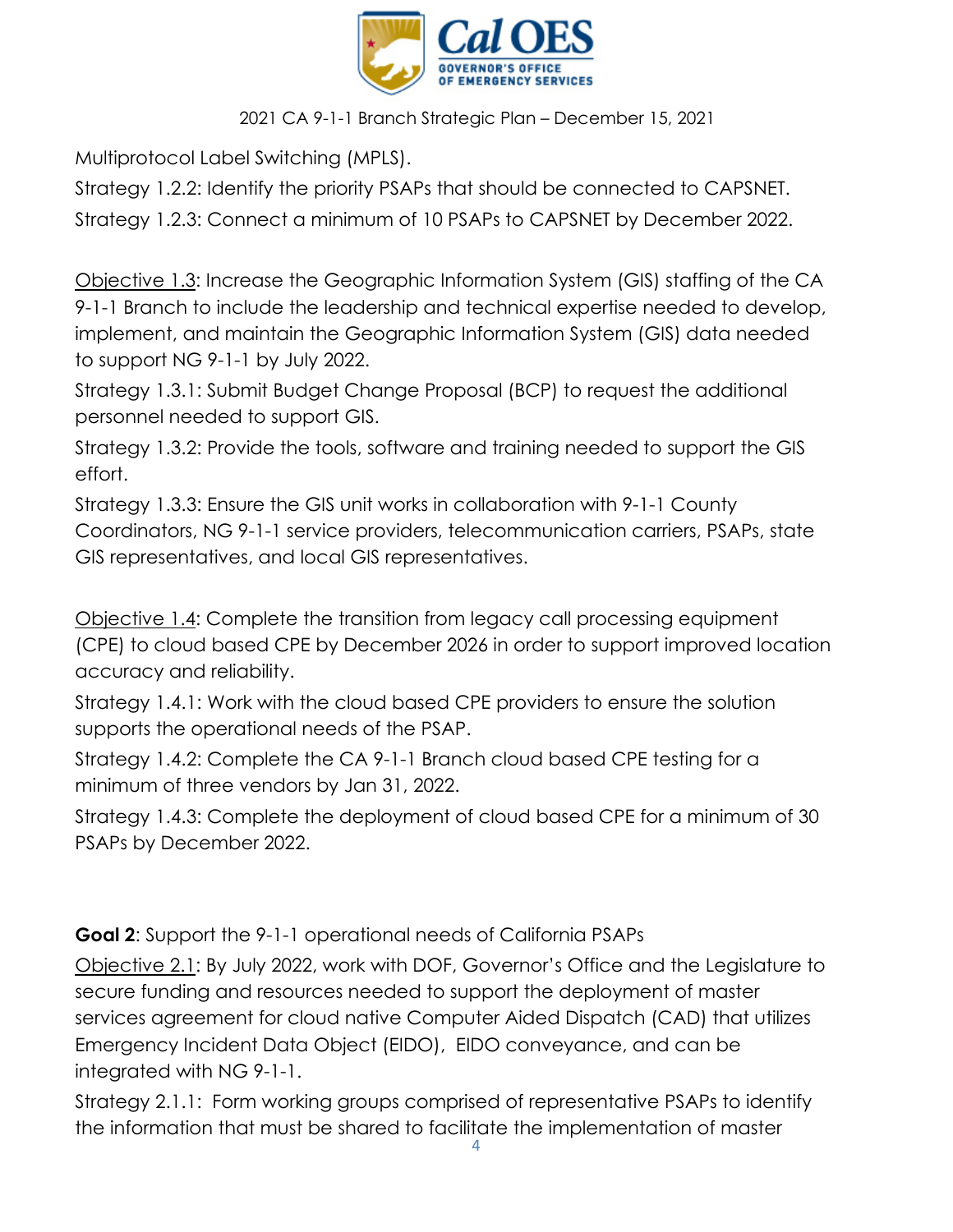Multiprotocol Label Switching (MPLS).

Strategy 1.2.2: Identify the priority PSAPs that should be connected to CAPSNET.

Strategy 1.2.3: Connect a minimum of 10 PSAPs to CAPSNET by December 2022.

<u>Objective 1.3</u>: Increase the Geographic Information System (GIS) staffing of the CA 9-1-1 Branch to include the leadership and technical expertise needed to develop, implement, and maintain the Geographic Information System (GIS) data needed to support NG 9-1-1 by July 2022.

Strategy 1.3.1: Submit Budget Change Proposal (BCP) to request the additional personnel needed to support GIS.

Strategy 1.3.2: Provide the tools, software and training needed to support the GIS effort.

Strategy 1.3.3: Ensure the GIS unit works in collaboration with 9-1-1 County Coordinators, NG 9-1-1 service providers, telecommunication carriers, PSAPs, state GIS representatives, and local GIS representatives.

<u>Objective 1.4</u>: Complete the transition from legacy call processing equipment (CPE) to cloud based CPE by December 2026 in order to support improved location accuracy and reliability.

Strategy 1.4.1: Work with the cloud based CPE providers to ensure the solution supports the operational needs of the PSAP.

Strategy 1.4.2: Complete the CA 9-1-1 Branch cloud based CPE testing for a minimum of three vendors by Jan 31, 2022.

Strategy 1.4.3: Complete the deployment of cloud based CPE for a minimum of 30 PSAPs by December 2022.

**Goal 2**: Support the 9-1-1 operational needs of California PSAPs

<u>Objective 2.1</u>: By July 2022, work with DOF, Governor's Office and the Legislature to secure funding and resources needed to support the deployment of master services agreement for cloud native Computer Aided Dispatch (CAD) that utilizes Emergency Incident Data Object (EIDO), EIDO conveyance, and can be integrated with NG 9-1-1.

Strategy 2.1.1: Form working groups comprised of representative PSAPs to identify the information that must be shared to facilitate the implementation of master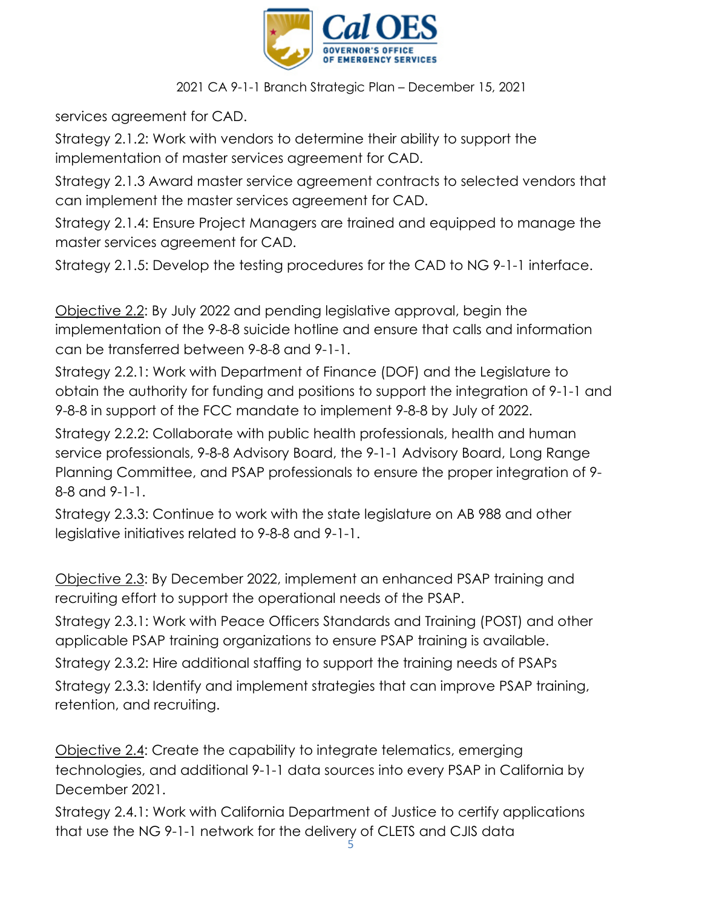services agreement for CAD.

Strategy 2.1.2: Work with vendors to determine their ability to support the implementation of master services agreement for CAD.

Strategy 2.1.3 Award master service agreement contracts to selected vendors that can implement the master services agreement for CAD.

Strategy 2.1.4: Ensure Project Managers are trained and equipped to manage the master services agreement for CAD.

Strategy 2.1.5: Develop the testing procedures for the CAD to NG 9-1-1 interface.

Objective 2.2: By July 2022 and pending legislative approval, begin the implementation of the 9-8-8 suicide hotline and ensure that calls and information can be transferred between 9-8-8 and 9-1-1.

Strategy 2.2.1: Work with Department of Finance (DOF) and the Legislature to obtain the authority for funding and positions to support the integration of 9-1-1 and 9-8-8 in support of the FCC mandate to implement 9-8-8 by July of 2022.

Strategy 2.2.2: Collaborate with public health professionals, health and human service professionals, 9-8-8 Advisory Board, the 9-1-1 Advisory Board, Long Range Planning Committee, and PSAP professionals to ensure the proper integration of 9-8-8 and 9-1-1.

Strategy 2.3.3: Continue to work with the state legislature on AB 988 and other legislative initiatives related to 9-8-8 and 9-1-1.

Objective 2.3: By December 2022, implement an enhanced PSAP training and recruiting effort to support the operational needs of the PSAP.

Strategy 2.3.1: Work with Peace Officers Standards and Training (POST) and other applicable PSAP training organizations to ensure PSAP training is available.

Strategy 2.3.2: Hire additional staffing to support the training needs of PSAPs

Strategy 2.3.3: Identify and implement strategies that can improve PSAP training, retention, and recruiting.

Objective 2.4: Create the capability to integrate telematics, emerging technologies, and additional 9-1-1 data sources into every PSAP in California by December 2021.

Strategy 2.4.1: Work with California Department of Justice to certify applications that use the NG 9-1-1 network for the delivery of CLETS and CJIS data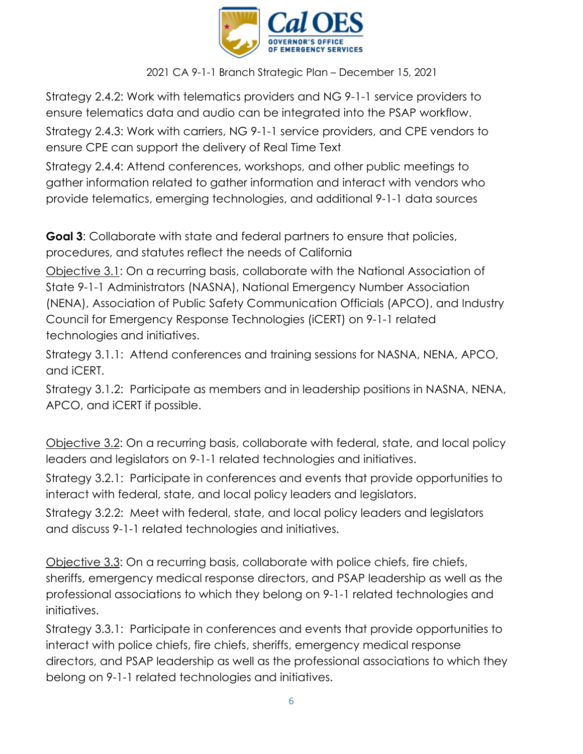Strategy 2.4.2: Work with telematics providers and NG 9-1-1 service providers to ensure telematics data and audio can be integrated into the PSAP workflow.

Strategy 2.4.3: Work with carriers, NG 9-1-1 service providers, and CPE vendors to ensure CPE can support the delivery of Real Time Text

Strategy 2.4.4: Attend conferences, workshops, and other public meetings to gather information related to gather information and interact with vendors who provide telematics, emerging technologies, and additional 9-1-1 data sources

**Goal 3**: Collaborate with state and federal partners to ensure that policies, procedures, and statutes reflect the needs of California

Objective 3.1: On a recurring basis, collaborate with the National Association of State 9-1-1 Administrators (NASNA), National Emergency Number Association (NENA), Association of Public Safety Communication Officials (APCO), and Industry Council for Emergency Response Technologies (iCERT) on 9-1-1 related technologies and initiatives.

Strategy 3.1.1: Attend conferences and training sessions for NASNA, NENA, APCO, and iCERT.

Strategy 3.1.2: Participate as members and in leadership positions in NASNA, NENA, APCO, and iCERT if possible.

Objective 3.2: On a recurring basis, collaborate with federal, state, and local policy leaders and legislators on 9-1-1 related technologies and initiatives.

Strategy 3.2.1: Participate in conferences and events that provide opportunities to interact with federal, state, and local policy leaders and legislators.

Strategy 3.2.2: Meet with federal, state, and local policy leaders and legislators and discuss 9-1-1 related technologies and initiatives.

Objective 3.3: On a recurring basis, collaborate with police chiefs, fire chiefs, sheriffs, emergency medical response directors, and PSAP leadership as well as the professional associations to which they belong on 9-1-1 related technologies and initiatives.

Strategy 3.3.1: Participate in conferences and events that provide opportunities to interact with police chiefs, fire chiefs, sheriffs, emergency medical response directors, and PSAP leadership as well as the professional associations to which they belong on 9-1-1 related technologies and initiatives.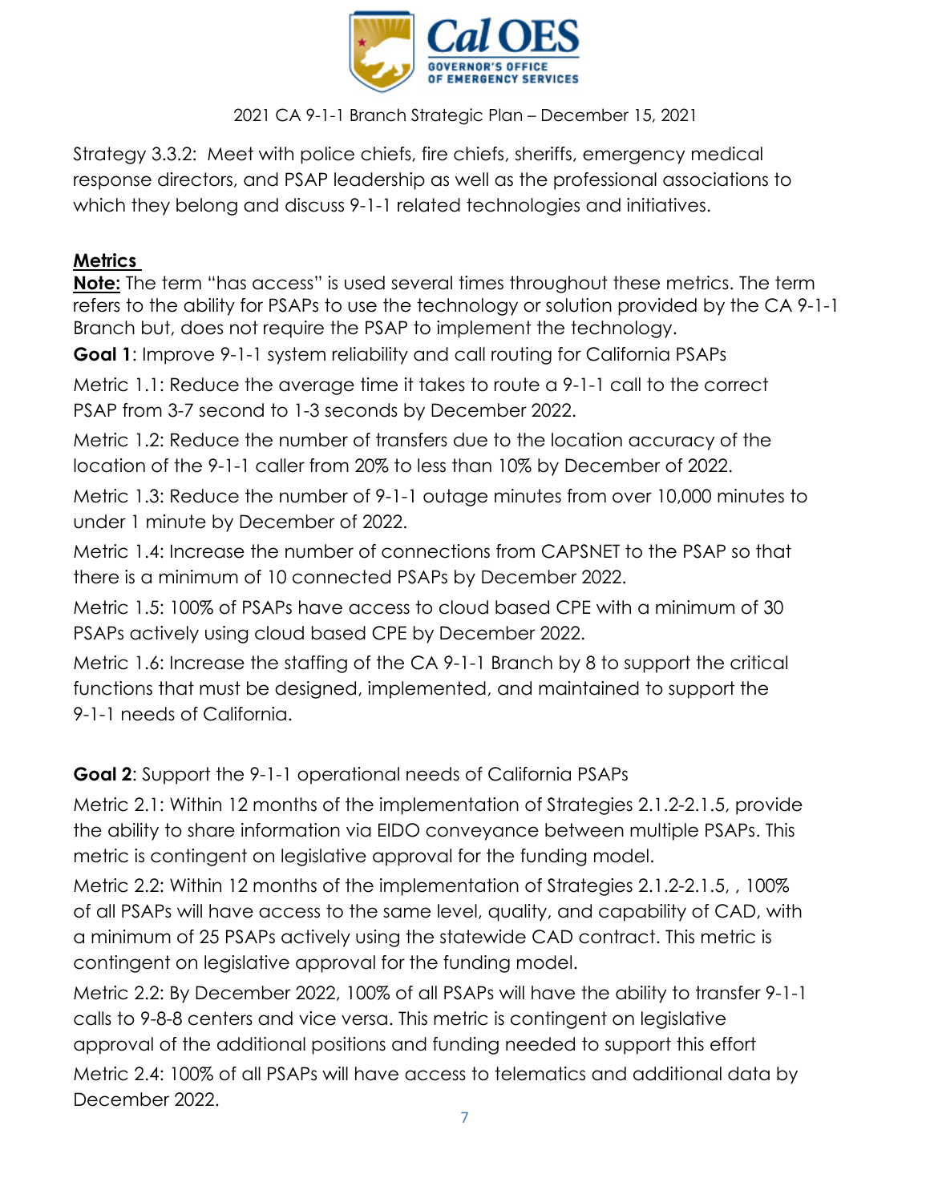Strategy 3.3.2: Meet with police chiefs, fire chiefs, sheriffs, emergency medical response directors, and PSAP leadership as well as the professional associations to which they belong and discuss 9-1-1 related technologies and initiatives.

## Metrics

**Note:** The term "has access" is used several times throughout these metrics. The term refers to the ability for PSAPs to use the technology or solution provided by the CA 9-1-1 Branch but, does not require the PSAP to implement the technology.

**Goal 1**: Improve 9-1-1 system reliability and call routing for California PSAPs

Metric 1.1: Reduce the average time it takes to route a 9-1-1 call to the correct PSAP from 3-7 second to 1-3 seconds by December 2022.

Metric 1.2: Reduce the number of transfers due to the location accuracy of the location of the 9-1-1 caller from 20% to less than 10% by December of 2022.

Metric 1.3: Reduce the number of 9-1-1 outage minutes from over 10,000 minutes to under 1 minute by December of 2022.

Metric 1.4: Increase the number of connections from CAPSNET to the PSAP so that there is a minimum of 10 connected PSAPs by December 2022.

Metric 1.5: 100% of PSAPs have access to cloud based CPE with a minimum of 30 PSAPs actively using cloud based CPE by December 2022.

Metric 1.6: Increase the staffing of the CA 9-1-1 Branch by 8 to support the critical functions that must be designed, implemented, and maintained to support the 9-1-1 needs of California.

**Goal 2**: Support the 9-1-1 operational needs of California PSAPs

Metric 2.1: Within 12 months of the implementation of Strategies 2.1.2-2.1.5, provide the ability to share information via EIDO conveyance between multiple PSAPs. This metric is contingent on legislative approval for the funding model.

Metric 2.2: Within 12 months of the implementation of Strategies 2.1.2-2.1.5, , 100% of all PSAPs will have access to the same level, quality, and capability of CAD, with a minimum of 25 PSAPs actively using the statewide CAD contract. This metric is contingent on legislative approval for the funding model.

Metric 2.2: By December 2022, 100% of all PSAPs will have the ability to transfer 9-1-1 calls to 9-8-8 centers and vice versa. This metric is contingent on legislative approval of the additional positions and funding needed to support this effort

Metric 2.4: 100% of all PSAPs will have access to telematics and additional data by December 2022.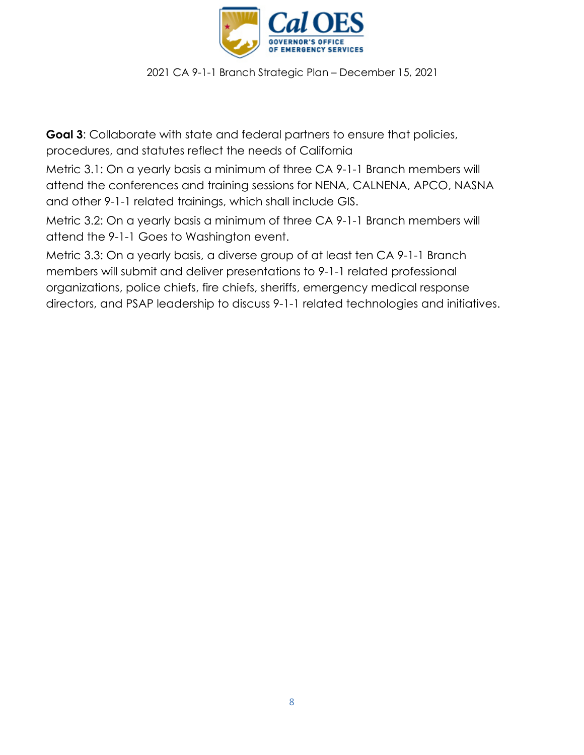**Goal 3**: Collaborate with state and federal partners to ensure that policies, procedures, and statutes reflect the needs of California

Metric 3.1: On a yearly basis a minimum of three CA 9-1-1 Branch members will attend the conferences and training sessions for NENA, CALNENA, APCO, NASNA and other 9-1-1 related trainings, which shall include GIS.

Metric 3.2: On a yearly basis a minimum of three CA 9-1-1 Branch members will attend the 9-1-1 Goes to Washington event.

Metric 3.3: On a yearly basis, a diverse group of at least ten CA 9-1-1 Branch members will submit and deliver presentations to 9-1-1 related professional organizations, police chiefs, fire chiefs, sheriffs, emergency medical response directors, and PSAP leadership to discuss 9-1-1 related technologies and initiatives.